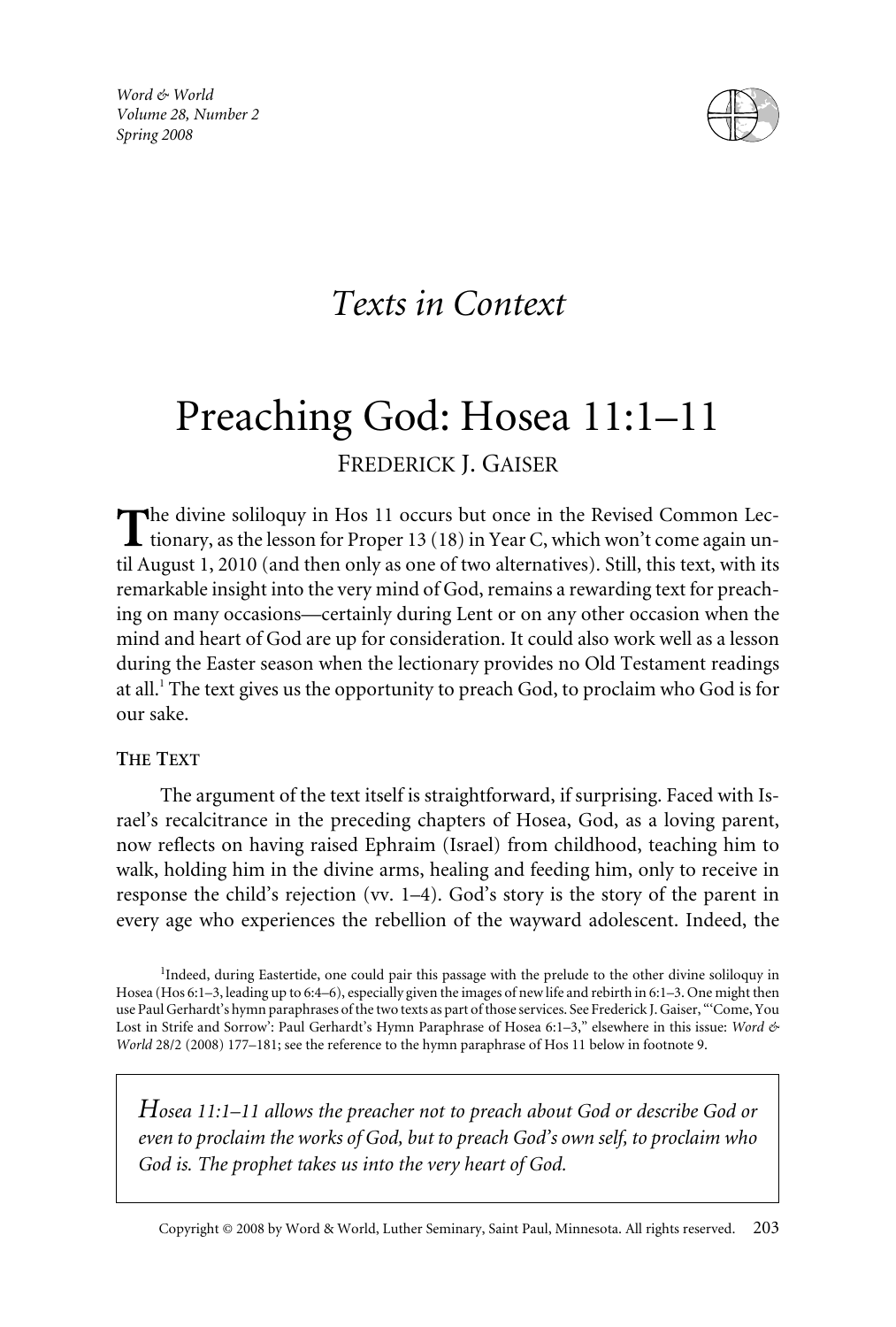# Texts in Context

# Preaching God: Hosea 11:1–11

FREDERICK J. GAISER

The divine soliloquy in Hos 11 occurs but once in the Revised Common Lectionary, as the lesson for Proper 13 (18) in Year C, which won't come again until August 1, 2010 (and then only as one of two alternatives). Still, this text, with its remarkable insight into the very mind of God, remains a rewarding text for preaching on many occasions—certainly during Lent or on any other occasion when the mind and heart of God are up for consideration. It could also work well as a lesson during the Easter season when the lectionary provides no Old Testament readings at all.[1] The text gives us the opportunity to preach God, to proclaim who God is for our sake.

## THE TEXT

The argument of the text itself is straightforward, if surprising. Faced with Israel's recalcitrance in the preceding chapters of Hosea, God, as a loving parent, now reflects on having raised Ephraim (Israel) from childhood, teaching him to walk, holding him in the divine arms, healing and feeding him, only to receive in response the child's rejection (vv. 1–4). God's story is the story of the parent in every age who experiences the rebellion of the wayward adolescent. Indeed, the

[1]Indeed, during Eastertide, one could pair this passage with the prelude to the other divine soliloquy in Hosea (Hos 6:1–3, leading up to 6:4–6), especially given the images of new life and rebirth in 6:1–3. One might then use Paul Gerhardt's hymn paraphrases of the two texts as part of those services. See Frederick J. Gaiser, "'Come, You Lost in Strife and Sorrow': Paul Gerhardt's Hymn Paraphrase of Hosea 6:1–3," elsewhere in this issue: *Word & World* 28/2 (2008) 177–181; see the reference to the hymn paraphrase of Hos 11 below in footnote 9.

> *Hosea 11:1–11 allows the preacher not to preach about God or describe God or even to proclaim the works of God, but to preach God's own self, to proclaim who God is. The prophet takes us into the very heart of God.*

Copyright © 2008 by Word & World, Luther Seminary, Saint Paul, Minnesota. All rights reserved.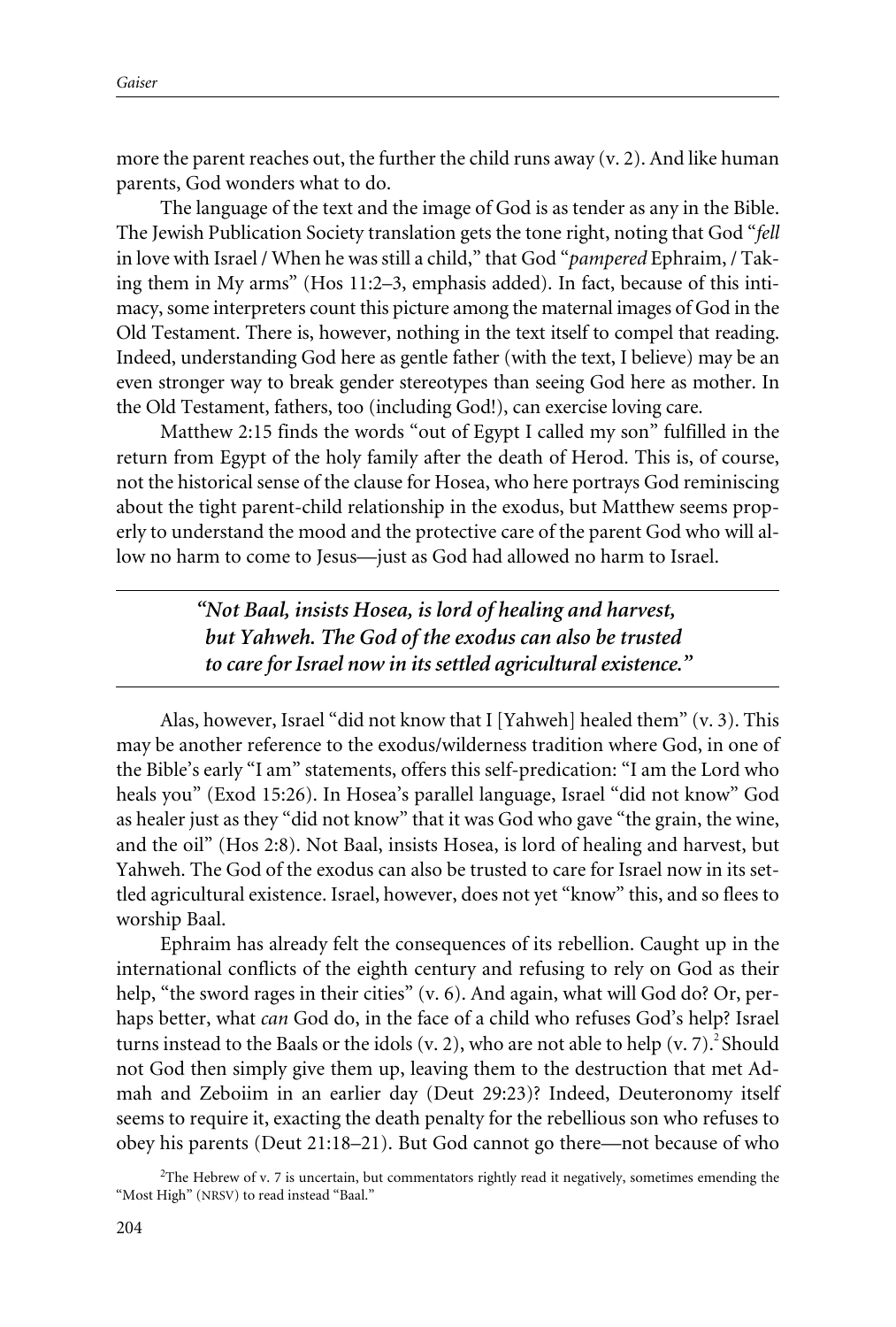more the parent reaches out, the further the child runs away (v. 2). And like human parents, God wonders what to do.

The language of the text and the image of God is as tender as any in the Bible. The Jewish Publication Society translation gets the tone right, noting that God "*fell* in love with Israel / When he was still a child," that God "*pampered* Ephraim, / Taking them in My arms" (Hos 11:2–3, emphasis added). In fact, because of this intimacy, some interpreters count this picture among the maternal images of God in the Old Testament. There is, however, nothing in the text itself to compel that reading. Indeed, understanding God here as gentle father (with the text, I believe) may be an even stronger way to break gender stereotypes than seeing God here as mother. In the Old Testament, fathers, too (including God!), can exercise loving care.

Matthew 2:15 finds the words "out of Egypt I called my son" fulfilled in the return from Egypt of the holy family after the death of Herod. This is, of course, not the historical sense of the clause for Hosea, who here portrays God reminiscing about the tight parent-child relationship in the exodus, but Matthew seems properly to understand the mood and the protective care of the parent God who will allow no harm to come to Jesus—just as God had allowed no harm to Israel.

> ***"Not Baal, insists Hosea, is lord of healing and harvest, but Yahweh. The God of the exodus can also be trusted to care for Israel now in its settled agricultural existence."***

Alas, however, Israel "did not know that I [Yahweh] healed them" (v. 3). This may be another reference to the exodus/wilderness tradition where God, in one of the Bible's early "I am" statements, offers this self-predication: "I am the Lord who heals you" (Exod 15:26). In Hosea's parallel language, Israel "did not know" God as healer just as they "did not know" that it was God who gave "the grain, the wine, and the oil" (Hos 2:8). Not Baal, insists Hosea, is lord of healing and harvest, but Yahweh. The God of the exodus can also be trusted to care for Israel now in its settled agricultural existence. Israel, however, does not yet "know" this, and so flees to worship Baal.

Ephraim has already felt the consequences of its rebellion. Caught up in the international conflicts of the eighth century and refusing to rely on God as their help, "the sword rages in their cities" (v. 6). And again, what will God do? Or, perhaps better, what *can* God do, in the face of a child who refuses God's help? Israel turns instead to the Baals or the idols (v. 2), who are not able to help (v. 7).[2] Should not God then simply give them up, leaving them to the destruction that met Admah and Zeboiim in an earlier day (Deut 29:23)? Indeed, Deuteronomy itself seems to require it, exacting the death penalty for the rebellious son who refuses to obey his parents (Deut 21:18–21). But God cannot go there—not because of who

[2] The Hebrew of v. 7 is uncertain, but commentators rightly read it negatively, sometimes emending the "Most High" (NRSV) to read instead "Baal."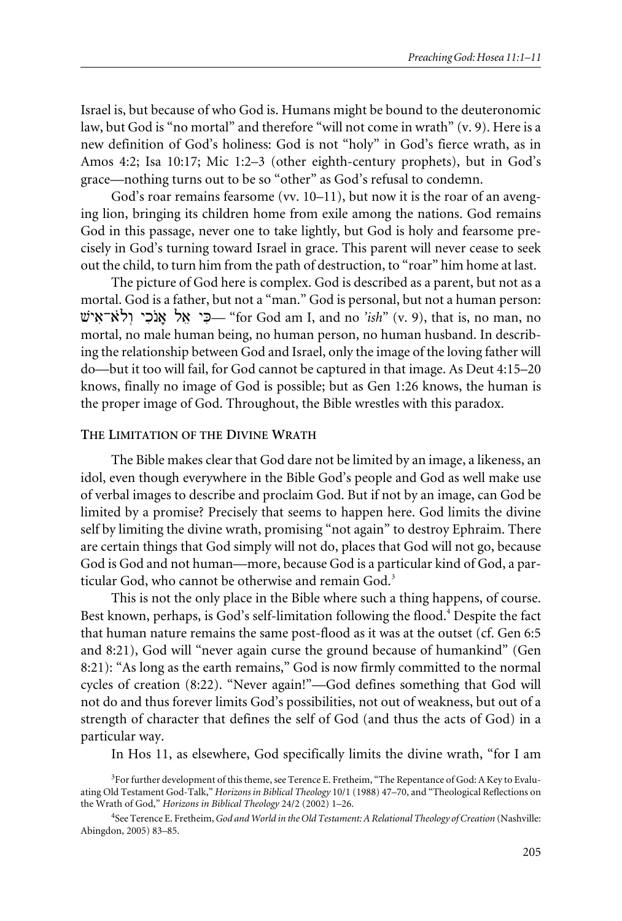Israel is, but because of who God is. Humans might be bound to the deuteronomic law, but God is "no mortal" and therefore "will not come in wrath" (v. 9). Here is a new definition of God's holiness: God is not "holy" in God's fierce wrath, as in Amos 4:2; Isa 10:17; Mic 1:2–3 (other eighth-century prophets), but in God's grace—nothing turns out to be so "other" as God's refusal to condemn.

God's roar remains fearsome (vv. 10–11), but now it is the roar of an avenging lion, bringing its children home from exile among the nations. God remains God in this passage, never one to take lightly, but God is holy and fearsome precisely in God's turning toward Israel in grace. This parent will never cease to seek out the child, to turn him from the path of destruction, to "roar" him home at last.

The picture of God here is complex. God is described as a parent, but not as a mortal. God is a father, but not a "man." God is personal, but not a human person: כִּי אֵל אָנֹכִי וְלֹא־אִישׁ— "for God am I, and no *'ish*" (v. 9), that is, no man, no mortal, no male human being, no human person, no human husband. In describing the relationship between God and Israel, only the image of the loving father will do—but it too will fail, for God cannot be captured in that image. As Deut 4:15–20 knows, finally no image of God is possible; but as Gen 1:26 knows, the human is the proper image of God. Throughout, the Bible wrestles with this paradox.

## The Limitation of the Divine Wrath

The Bible makes clear that God dare not be limited by an image, a likeness, an idol, even though everywhere in the Bible God's people and God as well make use of verbal images to describe and proclaim God. But if not by an image, can God be limited by a promise? Precisely that seems to happen here. God limits the divine self by limiting the divine wrath, promising "not again" to destroy Ephraim. There are certain things that God simply will not do, places that God will not go, because God is God and not human—more, because God is a particular kind of God, a particular God, who cannot be otherwise and remain God.[3]

This is not the only place in the Bible where such a thing happens, of course. Best known, perhaps, is God's self-limitation following the flood.[4] Despite the fact that human nature remains the same post-flood as it was at the outset (cf. Gen 6:5 and 8:21), God will "never again curse the ground because of humankind" (Gen 8:21): "As long as the earth remains," God is now firmly committed to the normal cycles of creation (8:22). "Never again!"—God defines something that God will not do and thus forever limits God's possibilities, not out of weakness, but out of a strength of character that defines the self of God (and thus the acts of God) in a particular way.

In Hos 11, as elsewhere, God specifically limits the divine wrath, "for I am

[3]For further development of this theme, see Terence E. Fretheim, "The Repentance of God: A Key to Evaluating Old Testament God-Talk," *Horizons in Biblical Theology* 10/1 (1988) 47–70, and "Theological Reflections on the Wrath of God," *Horizons in Biblical Theology* 24/2 (2002) 1–26.

[4]See Terence E. Fretheim, *God and World in the Old Testament: A Relational Theology of Creation* (Nashville: Abingdon, 2005) 83–85.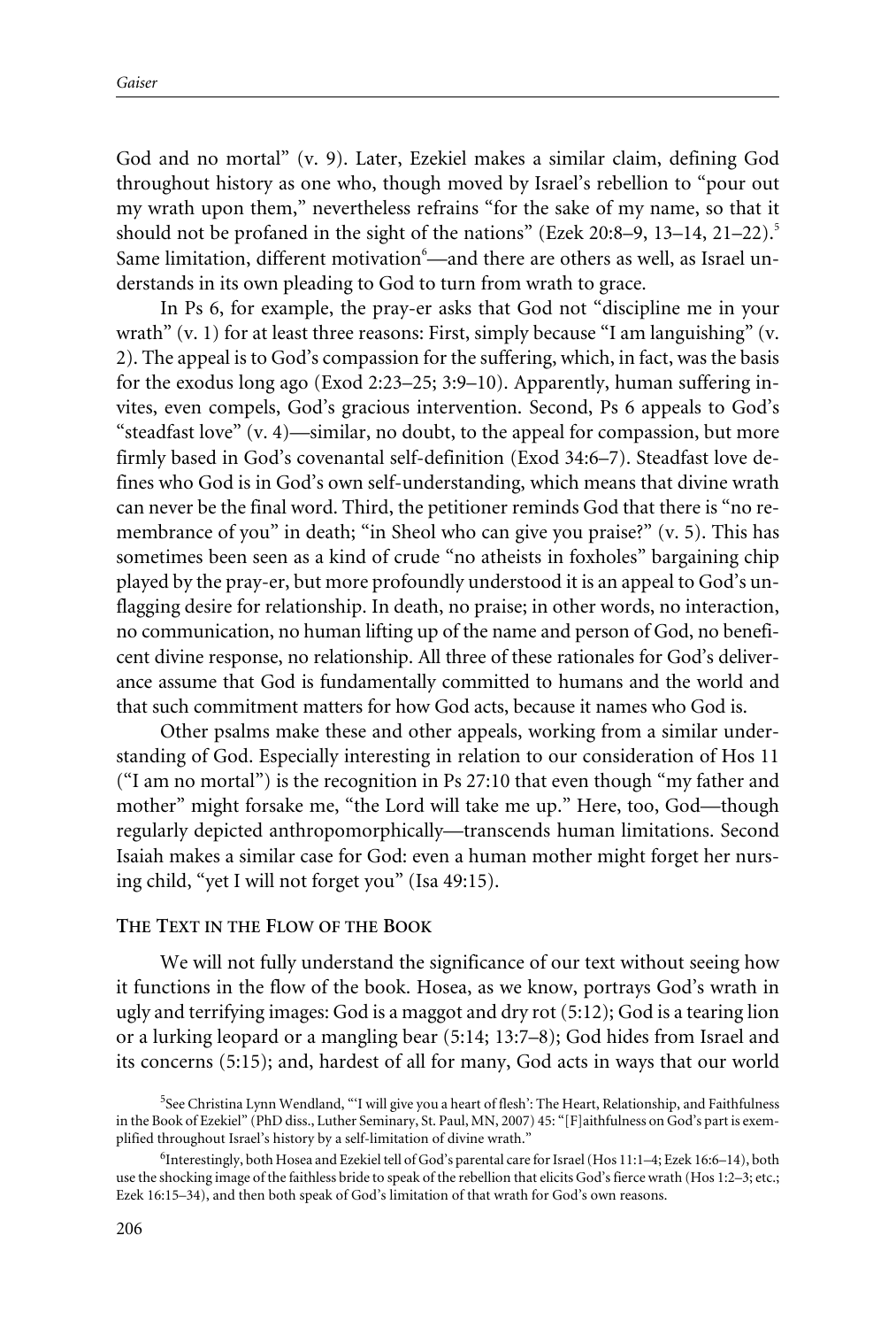God and no mortal" (v. 9). Later, Ezekiel makes a similar claim, defining God throughout history as one who, though moved by Israel's rebellion to "pour out my wrath upon them," nevertheless refrains "for the sake of my name, so that it should not be profaned in the sight of the nations" (Ezek 20:8–9, 13–14, 21–22).[5] Same limitation, different motivation[6]—and there are others as well, as Israel understands in its own pleading to God to turn from wrath to grace.

In Ps 6, for example, the pray-er asks that God not "discipline me in your wrath" (v. 1) for at least three reasons: First, simply because "I am languishing" (v. 2). The appeal is to God's compassion for the suffering, which, in fact, was the basis for the exodus long ago (Exod 2:23–25; 3:9–10). Apparently, human suffering invites, even compels, God's gracious intervention. Second, Ps 6 appeals to God's "steadfast love" (v. 4)—similar, no doubt, to the appeal for compassion, but more firmly based in God's covenantal self-definition (Exod 34:6–7). Steadfast love defines who God is in God's own self-understanding, which means that divine wrath can never be the final word. Third, the petitioner reminds God that there is "no remembrance of you" in death; "in Sheol who can give you praise?" (v. 5). This has sometimes been seen as a kind of crude "no atheists in foxholes" bargaining chip played by the pray-er, but more profoundly understood it is an appeal to God's unflagging desire for relationship. In death, no praise; in other words, no interaction, no communication, no human lifting up of the name and person of God, no beneficent divine response, no relationship. All three of these rationales for God's deliverance assume that God is fundamentally committed to humans and the world and that such commitment matters for how God acts, because it names who God is.

Other psalms make these and other appeals, working from a similar understanding of God. Especially interesting in relation to our consideration of Hos 11 ("I am no mortal") is the recognition in Ps 27:10 that even though "my father and mother" might forsake me, "the Lord will take me up." Here, too, God—though regularly depicted anthropomorphically—transcends human limitations. Second Isaiah makes a similar case for God: even a human mother might forget her nursing child, "yet I will not forget you" (Isa 49:15).

## The Text in the Flow of the Book

We will not fully understand the significance of our text without seeing how it functions in the flow of the book. Hosea, as we know, portrays God's wrath in ugly and terrifying images: God is a maggot and dry rot (5:12); God is a tearing lion or a lurking leopard or a mangling bear (5:14; 13:7–8); God hides from Israel and its concerns (5:15); and, hardest of all for many, God acts in ways that our world

[5] See Christina Lynn Wendland, "'I will give you a heart of flesh': The Heart, Relationship, and Faithfulness in the Book of Ezekiel" (PhD diss., Luther Seminary, St. Paul, MN, 2007) 45: "[F]aithfulness on God's part is exemplified throughout Israel's history by a self-limitation of divine wrath."

[6] Interestingly, both Hosea and Ezekiel tell of God's parental care for Israel (Hos 11:1–4; Ezek 16:6–14), both use the shocking image of the faithless bride to speak of the rebellion that elicits God's fierce wrath (Hos 1:2–3; etc.; Ezek 16:15–34), and then both speak of God's limitation of that wrath for God's own reasons.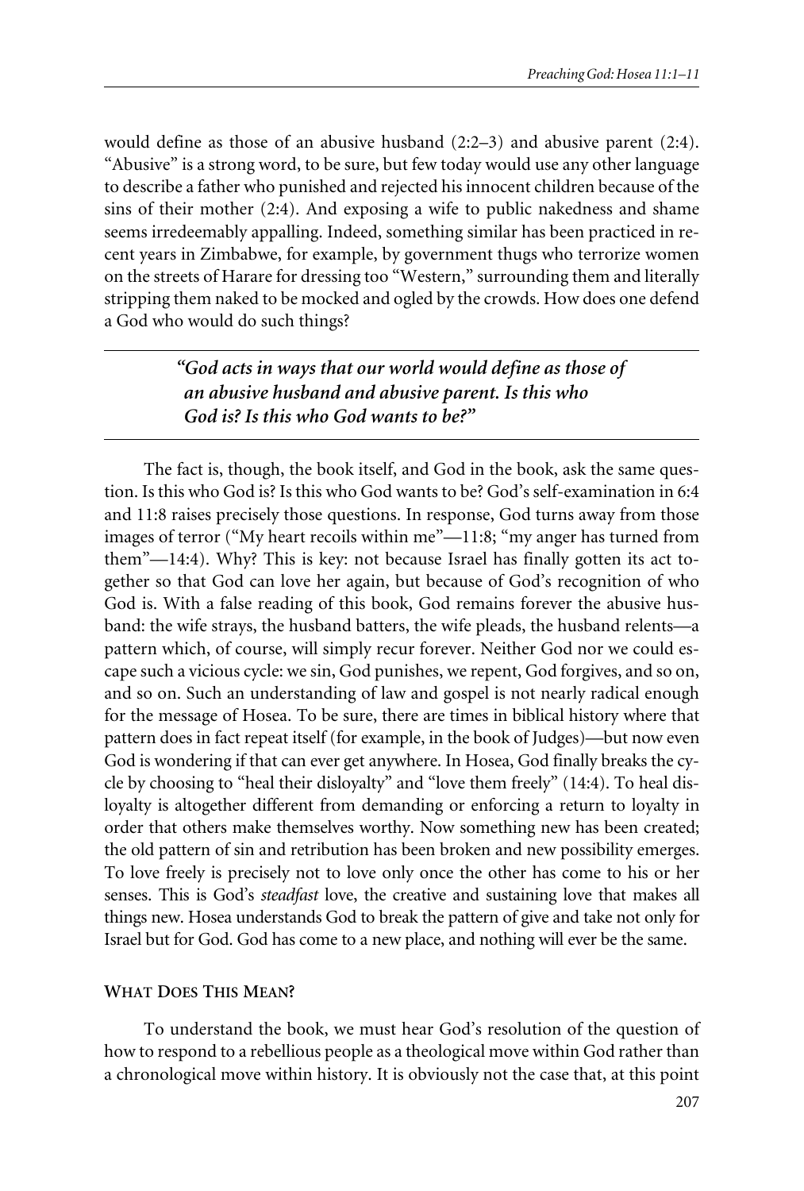would define as those of an abusive husband (2:2–3) and abusive parent (2:4). "Abusive" is a strong word, to be sure, but few today would use any other language to describe a father who punished and rejected his innocent children because of the sins of their mother (2:4). And exposing a wife to public nakedness and shame seems irredeemably appalling. Indeed, something similar has been practiced in recent years in Zimbabwe, for example, by government thugs who terrorize women on the streets of Harare for dressing too "Western," surrounding them and literally stripping them naked to be mocked and ogled by the crowds. How does one defend a God who would do such things?

> ***"God acts in ways that our world would define as those of an abusive husband and abusive parent. Is this who God is? Is this who God wants to be?"***

The fact is, though, the book itself, and God in the book, ask the same question. Is this who God is? Is this who God wants to be? God's self-examination in 6:4 and 11:8 raises precisely those questions. In response, God turns away from those images of terror ("My heart recoils within me"—11:8; "my anger has turned from them"—14:4). Why? This is key: not because Israel has finally gotten its act together so that God can love her again, but because of God's recognition of who God is. With a false reading of this book, God remains forever the abusive husband: the wife strays, the husband batters, the wife pleads, the husband relents—a pattern which, of course, will simply recur forever. Neither God nor we could escape such a vicious cycle: we sin, God punishes, we repent, God forgives, and so on, and so on. Such an understanding of law and gospel is not nearly radical enough for the message of Hosea. To be sure, there are times in biblical history where that pattern does in fact repeat itself (for example, in the book of Judges)—but now even God is wondering if that can ever get anywhere. In Hosea, God finally breaks the cycle by choosing to "heal their disloyalty" and "love them freely" (14:4). To heal disloyalty is altogether different from demanding or enforcing a return to loyalty in order that others make themselves worthy. Now something new has been created; the old pattern of sin and retribution has been broken and new possibility emerges. To love freely is precisely not to love only once the other has come to his or her senses. This is God's *steadfast* love, the creative and sustaining love that makes all things new. Hosea understands God to break the pattern of give and take not only for Israel but for God. God has come to a new place, and nothing will ever be the same.

### What Does This Mean?

To understand the book, we must hear God's resolution of the question of how to respond to a rebellious people as a theological move within God rather than a chronological move within history. It is obviously not the case that, at this point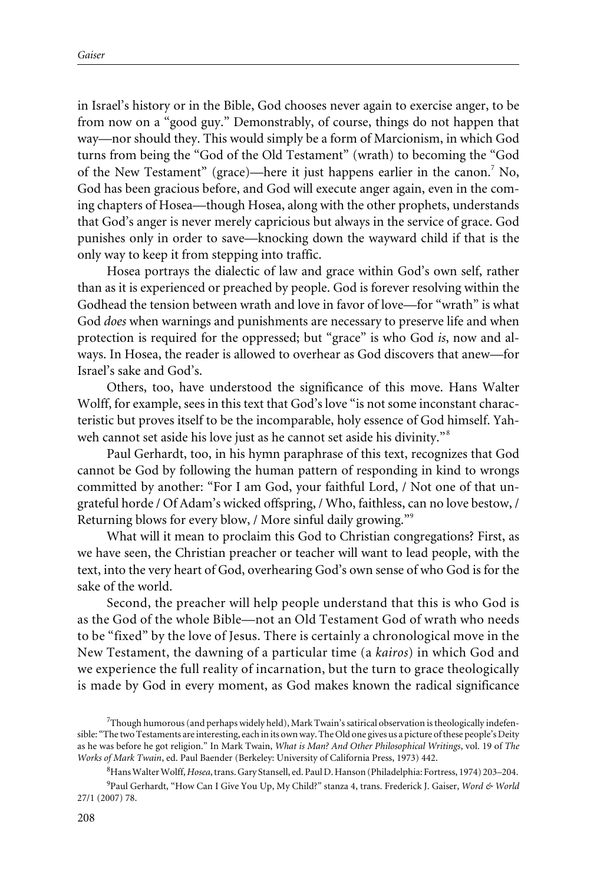in Israel's history or in the Bible, God chooses never again to exercise anger, to be from now on a "good guy." Demonstrably, of course, things do not happen that way—nor should they. This would simply be a form of Marcionism, in which God turns from being the "God of the Old Testament" (wrath) to becoming the "God of the New Testament" (grace)—here it just happens earlier in the canon.[7] No, God has been gracious before, and God will execute anger again, even in the coming chapters of Hosea—though Hosea, along with the other prophets, understands that God's anger is never merely capricious but always in the service of grace. God punishes only in order to save—knocking down the wayward child if that is the only way to keep it from stepping into traffic.

Hosea portrays the dialectic of law and grace within God's own self, rather than as it is experienced or preached by people. God is forever resolving within the Godhead the tension between wrath and love in favor of love—for "wrath" is what God *does* when warnings and punishments are necessary to preserve life and when protection is required for the oppressed; but "grace" is who God *is*, now and always. In Hosea, the reader is allowed to overhear as God discovers that anew—for Israel's sake and God's.

Others, too, have understood the significance of this move. Hans Walter Wolff, for example, sees in this text that God's love "is not some inconstant characteristic but proves itself to be the incomparable, holy essence of God himself. Yahweh cannot set aside his love just as he cannot set aside his divinity."[8]

Paul Gerhardt, too, in his hymn paraphrase of this text, recognizes that God cannot be God by following the human pattern of responding in kind to wrongs committed by another: "For I am God, your faithful Lord, / Not one of that ungrateful horde / Of Adam's wicked offspring, / Who, faithless, can no love bestow, / Returning blows for every blow, / More sinful daily growing."[9]

What will it mean to proclaim this God to Christian congregations? First, as we have seen, the Christian preacher or teacher will want to lead people, with the text, into the very heart of God, overhearing God's own sense of who God is for the sake of the world.

Second, the preacher will help people understand that this is who God is as the God of the whole Bible—not an Old Testament God of wrath who needs to be "fixed" by the love of Jesus. There is certainly a chronological move in the New Testament, the dawning of a particular time (a *kairos*) in which God and we experience the full reality of incarnation, but the turn to grace theologically is made by God in every moment, as God makes known the radical significance

[7] Though humorous (and perhaps widely held), Mark Twain's satirical observation is theologically indefensible: "The two Testaments are interesting, each in its own way. The Old one gives us a picture of these people's Deity as he was before he got religion." In Mark Twain, *What is Man? And Other Philosophical Writings*, vol. 19 of *The Works of Mark Twain*, ed. Paul Baender (Berkeley: University of California Press, 1973) 442.

[8] Hans Walter Wolff, *Hosea*, trans. Gary Stansell, ed. Paul D. Hanson (Philadelphia: Fortress, 1974) 203–204.

[9] Paul Gerhardt, "How Can I Give You Up, My Child?" stanza 4, trans. Frederick J. Gaiser, *Word & World* 27/1 (2007) 78.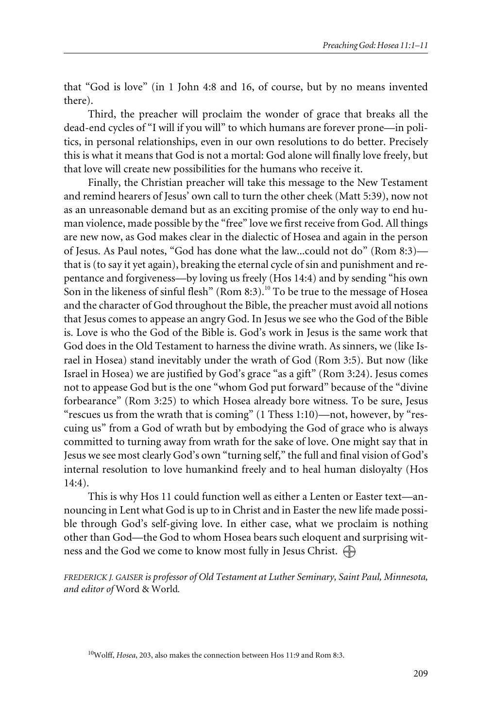that "God is love" (in 1 John 4:8 and 16, of course, but by no means invented there).

Third, the preacher will proclaim the wonder of grace that breaks all the dead-end cycles of "I will if you will" to which humans are forever prone—in politics, in personal relationships, even in our own resolutions to do better. Precisely this is what it means that God is not a mortal: God alone will finally love freely, but that love will create new possibilities for the humans who receive it.

Finally, the Christian preacher will take this message to the New Testament and remind hearers of Jesus' own call to turn the other cheek (Matt 5:39), now not as an unreasonable demand but as an exciting promise of the only way to end human violence, made possible by the "free" love we first receive from God. All things are new now, as God makes clear in the dialectic of Hosea and again in the person of Jesus. As Paul notes, "God has done what the law...could not do" (Rom 8:3)—that is (to say it yet again), breaking the eternal cycle of sin and punishment and repentance and forgiveness—by loving us freely (Hos 14:4) and by sending "his own Son in the likeness of sinful flesh" (Rom 8:3).[10] To be true to the message of Hosea and the character of God throughout the Bible, the preacher must avoid all notions that Jesus comes to appease an angry God. In Jesus we see who the God of the Bible is. Love is who the God of the Bible is. God's work in Jesus is the same work that God does in the Old Testament to harness the divine wrath. As sinners, we (like Israel in Hosea) stand inevitably under the wrath of God (Rom 3:5). But now (like Israel in Hosea) we are justified by God's grace "as a gift" (Rom 3:24). Jesus comes not to appease God but is the one "whom God put forward" because of the "divine forbearance" (Rom 3:25) to which Hosea already bore witness. To be sure, Jesus "rescues us from the wrath that is coming" (1 Thess 1:10)—not, however, by "rescuing us" from a God of wrath but by embodying the God of grace who is always committed to turning away from wrath for the sake of love. One might say that in Jesus we see most clearly God's own "turning self," the full and final vision of God's internal resolution to love humankind freely and to heal human disloyalty (Hos 14:4).

This is why Hos 11 could function well as either a Lenten or Easter text—announcing in Lent what God is up to in Christ and in Easter the new life made possible through God's self-giving love. In either case, what we proclaim is nothing other than God—the God to whom Hosea bears such eloquent and surprising witness and the God we come to know most fully in Jesus Christ. ⊕

*FREDERICK J. GAISER is professor of Old Testament at Luther Seminary, Saint Paul, Minnesota, and editor of* Word & World*.*

[10] Wolff, *Hosea*, 203, also makes the connection between Hos 11:9 and Rom 8:3.